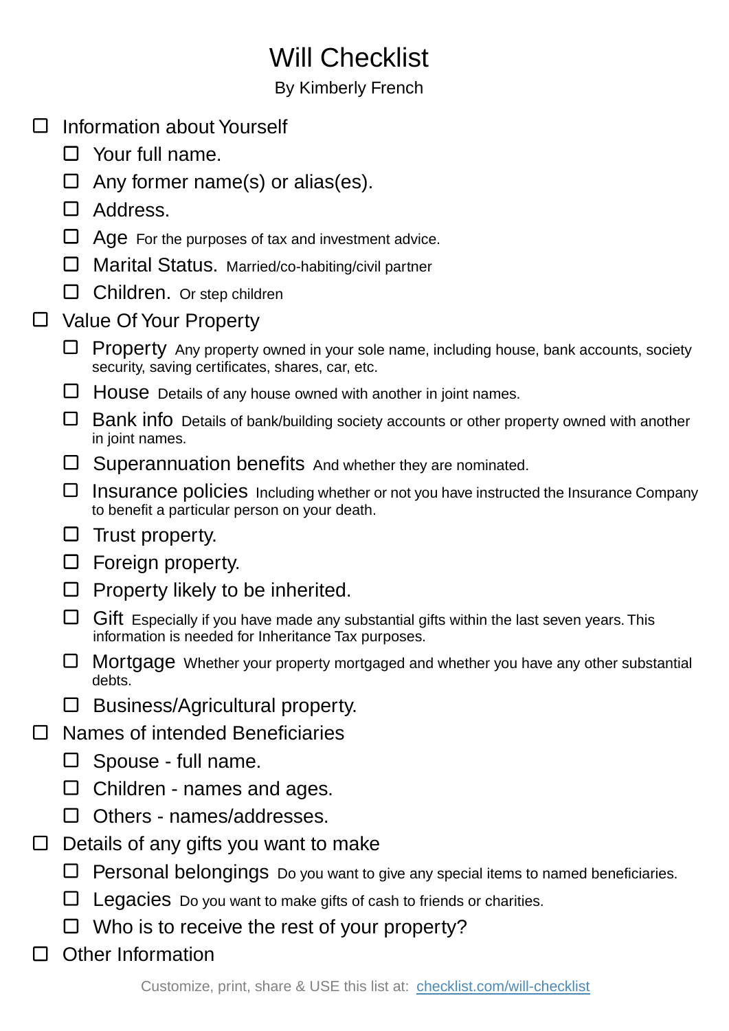# Will Checklist

By Kimberly French

- [ ] Information about Yourself
  - [ ] Your full name.
  - [ ] Any former name(s) or alias(es).
  - [ ] Address.
  - [ ] Age For the purposes of tax and investment advice.
  - [ ] Marital Status. Married/co-habiting/civil partner
  - [ ] Children. Or step children
- [ ] Value Of Your Property
  - [ ] Property Any property owned in your sole name, including house, bank accounts, society security, saving certificates, shares, car, etc.
  - [ ] House Details of any house owned with another in joint names.
  - [ ] Bank info Details of bank/building society accounts or other property owned with another in joint names.
  - [ ] Superannuation benefits And whether they are nominated.
  - [ ] Insurance policies Including whether or not you have instructed the Insurance Company to benefit a particular person on your death.
  - [ ] Trust property.
  - [ ] Foreign property.
  - [ ] Property likely to be inherited.
  - [ ] Gift Especially if you have made any substantial gifts within the last seven years. This information is needed for Inheritance Tax purposes.
  - [ ] Mortgage Whether your property mortgaged and whether you have any other substantial debts.
  - [ ] Business/Agricultural property.
- [ ] Names of intended Beneficiaries
  - [ ] Spouse - full name.
  - [ ] Children - names and ages.
  - [ ] Others - names/addresses.
- [ ] Details of any gifts you want to make
  - [ ] Personal belongings Do you want to give any special items to named beneficiaries.
  - [ ] Legacies Do you want to make gifts of cash to friends or charities.
  - [ ] Who is to receive the rest of your property?
- [ ] Other Information

Customize, print, share & USE this list at: [checklist.com/will-checklist](https://checklist.com/will-checklist)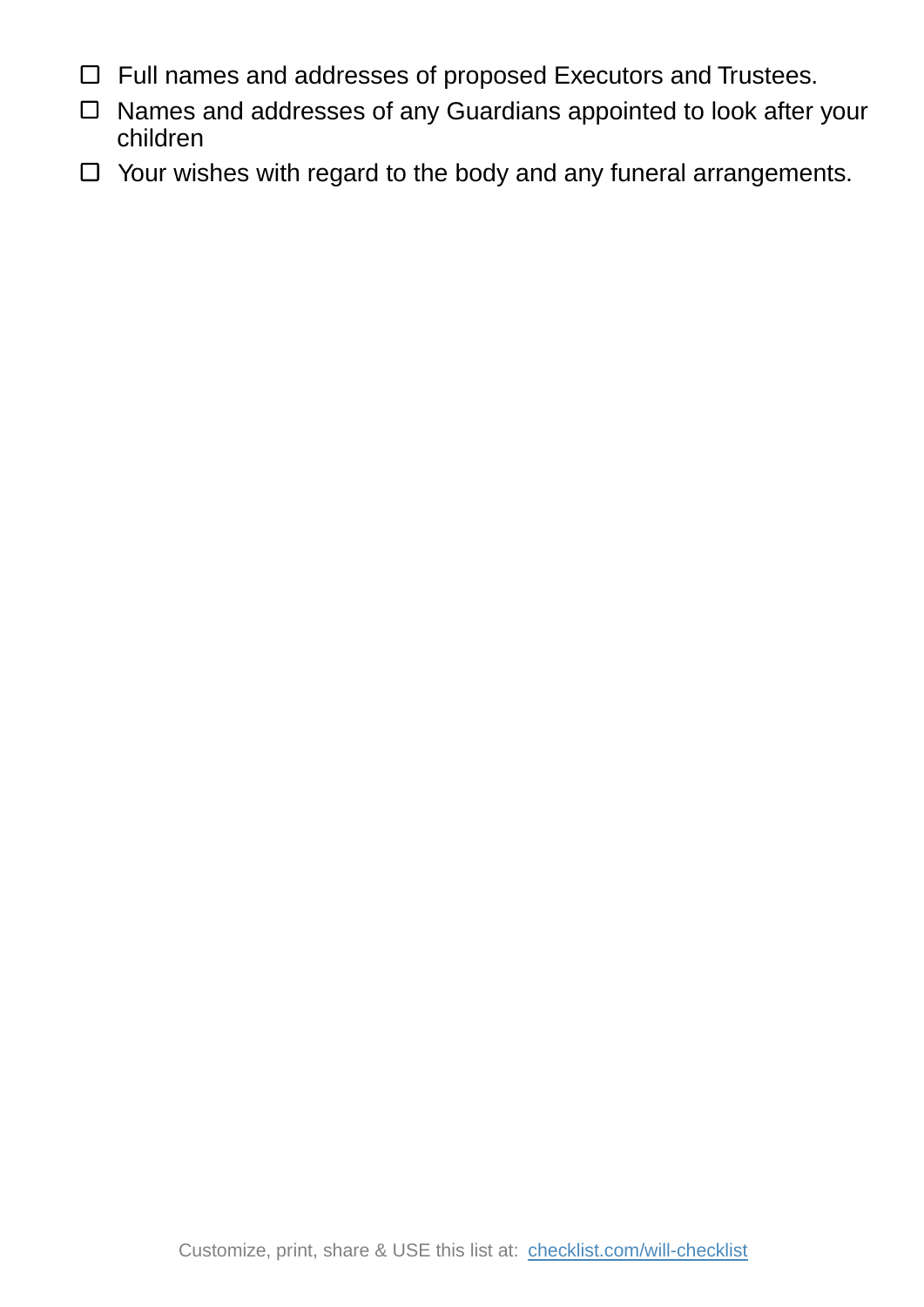- [ ] Full names and addresses of proposed Executors and Trustees.
- [ ] Names and addresses of any Guardians appointed to look after your children
- [ ] Your wishes with regard to the body and any funeral arrangements.